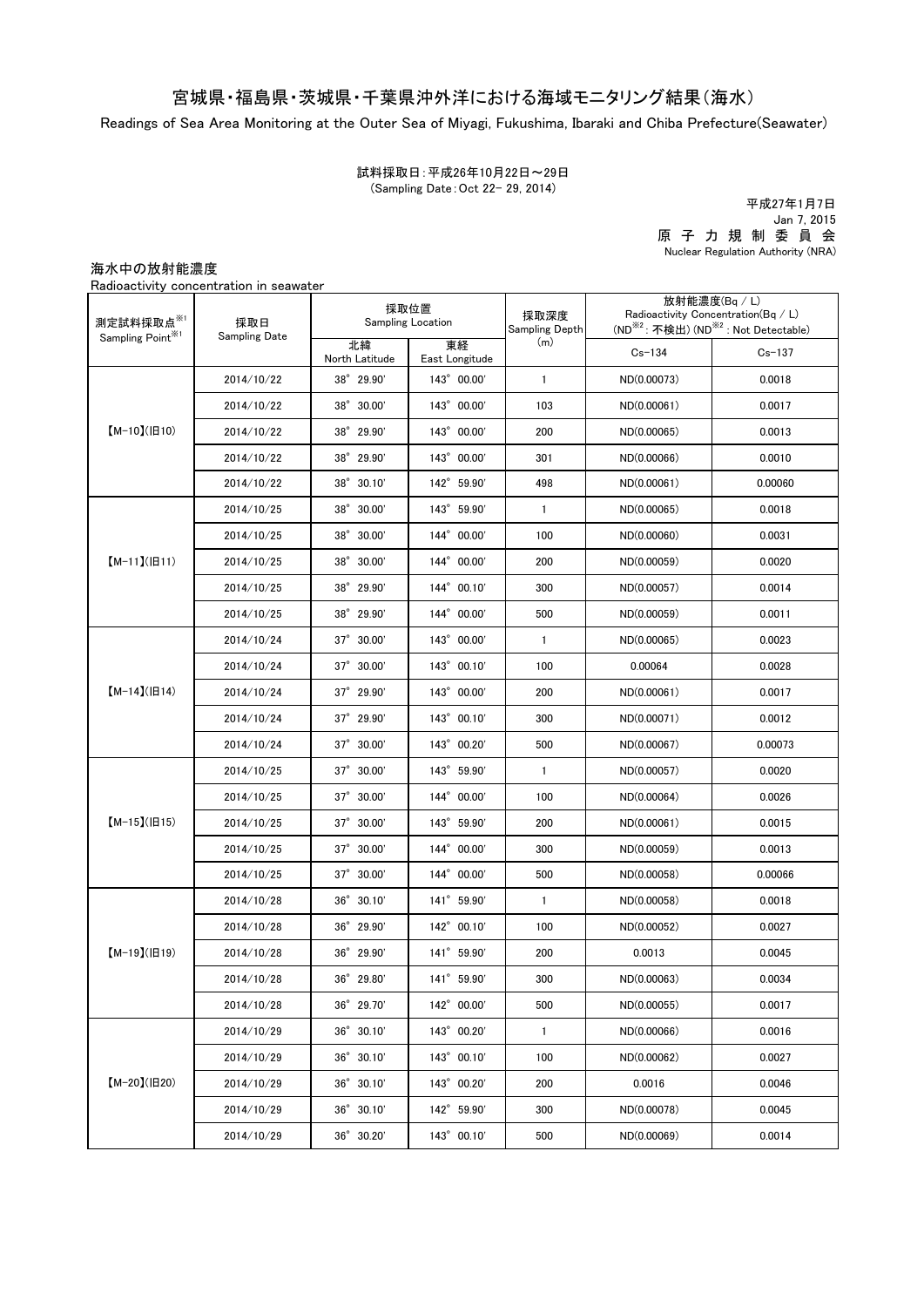# 宮城県・福島県・茨城県・千葉県沖外洋における海域モニタリング結果（海水）

Readings of Sea Area Monitoring at the Outer Sea of Miyagi, Fukushima, Ibaraki and Chiba Prefecture(Seawater)

試料採取日：平成26年10月22日～29日
(Sampling Date：Oct 22- 29, 2014)

平成27年1月7日
Jan 7, 2015
原子力規制委員会
Nuclear Regulation Authority (NRA)

## 海水中の放射能濃度

Radioactivity concentration in seawater

| 測定試料採取点※1 Sampling Point※1 | 採取日 Sampling Date | 採取位置 Sampling Location | | 採取深度 Sampling Depth (m) | 放射能濃度(Bq / L) Radioactivity Concentration(Bq / L) (ND※2：不検出) (ND※2 : Not Detectable) | |
|---|---|---|---|---|---|---|
| | | 北緯 North Latitude | 東経 East Longitude | | Cs-134 | Cs-137 |
| 【M-10】(旧10) | 2014/10/22 | 38° 29.90' | 143° 00.00' | 1 | ND(0.00073) | 0.0018 |
| | 2014/10/22 | 38° 30.00' | 143° 00.00' | 103 | ND(0.00061) | 0.0017 |
| | 2014/10/22 | 38° 29.90' | 143° 00.00' | 200 | ND(0.00065) | 0.0013 |
| | 2014/10/22 | 38° 29.90' | 143° 00.00' | 301 | ND(0.00066) | 0.0010 |
| | 2014/10/22 | 38° 30.10' | 142° 59.90' | 498 | ND(0.00061) | 0.00060 |
| 【M-11】(旧11) | 2014/10/25 | 38° 30.00' | 143° 59.90' | 1 | ND(0.00065) | 0.0018 |
| | 2014/10/25 | 38° 30.00' | 144° 00.00' | 100 | ND(0.00060) | 0.0031 |
| | 2014/10/25 | 38° 30.00' | 144° 00.00' | 200 | ND(0.00059) | 0.0020 |
| | 2014/10/25 | 38° 29.90' | 144° 00.10' | 300 | ND(0.00057) | 0.0014 |
| | 2014/10/25 | 38° 29.90' | 144° 00.00' | 500 | ND(0.00059) | 0.0011 |
| 【M-14】(旧14) | 2014/10/24 | 37° 30.00' | 143° 00.00' | 1 | ND(0.00065) | 0.0023 |
| | 2014/10/24 | 37° 30.00' | 143° 00.10' | 100 | 0.00064 | 0.0028 |
| | 2014/10/24 | 37° 29.90' | 143° 00.00' | 200 | ND(0.00061) | 0.0017 |
| | 2014/10/24 | 37° 29.90' | 143° 00.10' | 300 | ND(0.00071) | 0.0012 |
| | 2014/10/24 | 37° 30.00' | 143° 00.20' | 500 | ND(0.00067) | 0.00073 |
| 【M-15】(旧15) | 2014/10/25 | 37° 30.00' | 143° 59.90' | 1 | ND(0.00057) | 0.0020 |
| | 2014/10/25 | 37° 30.00' | 144° 00.00' | 100 | ND(0.00064) | 0.0026 |
| | 2014/10/25 | 37° 30.00' | 143° 59.90' | 200 | ND(0.00061) | 0.0015 |
| | 2014/10/25 | 37° 30.00' | 144° 00.00' | 300 | ND(0.00059) | 0.0013 |
| | 2014/10/25 | 37° 30.00' | 144° 00.00' | 500 | ND(0.00058) | 0.00066 |
| 【M-19】(旧19) | 2014/10/28 | 36° 30.10' | 141° 59.90' | 1 | ND(0.00058) | 0.0018 |
| | 2014/10/28 | 36° 29.90' | 142° 00.10' | 100 | ND(0.00052) | 0.0027 |
| | 2014/10/28 | 36° 29.90' | 141° 59.90' | 200 | 0.0013 | 0.0045 |
| | 2014/10/28 | 36° 29.80' | 141° 59.90' | 300 | ND(0.00063) | 0.0034 |
| | 2014/10/28 | 36° 29.70' | 142° 00.00' | 500 | ND(0.00055) | 0.0017 |
| 【M-20】(旧20) | 2014/10/29 | 36° 30.10' | 143° 00.20' | 1 | ND(0.00066) | 0.0016 |
| | 2014/10/29 | 36° 30.10' | 143° 00.10' | 100 | ND(0.00062) | 0.0027 |
| | 2014/10/29 | 36° 30.10' | 143° 00.20' | 200 | 0.0016 | 0.0046 |
| | 2014/10/29 | 36° 30.10' | 142° 59.90' | 300 | ND(0.00078) | 0.0045 |
| | 2014/10/29 | 36° 30.20' | 143° 00.10' | 500 | ND(0.00069) | 0.0014 |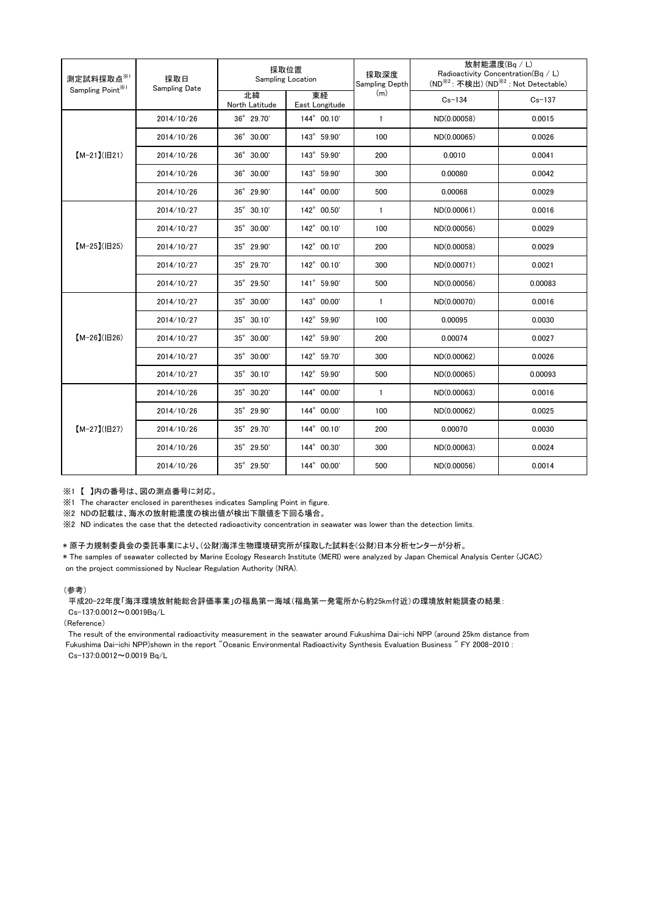| 測定試料採取点※1 Sampling Point※1 | 採取日 Sampling Date | 採取位置 Sampling Location | | 採取深度 Sampling Depth (m) | 放射能濃度(Bq / L) Radioactivity Concentration(Bq / L) (ND※2 : 不検出) (ND※2 : Not Detectable) | |
|---|---|---|---|---|---|---|
| | | 北緯 North Latitude | 東経 East Longitude | | Cs-134 | Cs-137 |
| 【M-21】(旧21) | 2014/10/26 | 36° 29.70' | 144° 00.10' | 1 | ND(0.00058) | 0.0015 |
| | 2014/10/26 | 36° 30.00' | 143° 59.90' | 100 | ND(0.00065) | 0.0026 |
| | 2014/10/26 | 36° 30.00' | 143° 59.90' | 200 | 0.0010 | 0.0041 |
| | 2014/10/26 | 36° 30.00' | 143° 59.90' | 300 | 0.00080 | 0.0042 |
| | 2014/10/26 | 36° 29.90' | 144° 00.00' | 500 | 0.00068 | 0.0029 |
| 【M-25】(旧25) | 2014/10/27 | 35° 30.10' | 142° 00.50' | 1 | ND(0.00061) | 0.0016 |
| | 2014/10/27 | 35° 30.00' | 142° 00.10' | 100 | ND(0.00056) | 0.0029 |
| | 2014/10/27 | 35° 29.90' | 142° 00.10' | 200 | ND(0.00058) | 0.0029 |
| | 2014/10/27 | 35° 29.70' | 142° 00.10' | 300 | ND(0.00071) | 0.0021 |
| | 2014/10/27 | 35° 29.50' | 141° 59.90' | 500 | ND(0.00056) | 0.00083 |
| 【M-26】(旧26) | 2014/10/27 | 35° 30.00' | 143° 00.00' | 1 | ND(0.00070) | 0.0016 |
| | 2014/10/27 | 35° 30.10' | 142° 59.90' | 100 | 0.00095 | 0.0030 |
| | 2014/10/27 | 35° 30.00' | 142° 59.90' | 200 | 0.00074 | 0.0027 |
| | 2014/10/27 | 35° 30.00' | 142° 59.70' | 300 | ND(0.00062) | 0.0026 |
| | 2014/10/27 | 35° 30.10' | 142° 59.90' | 500 | ND(0.00065) | 0.00093 |
| 【M-27】(旧27) | 2014/10/26 | 35° 30.20' | 144° 00.00' | 1 | ND(0.00063) | 0.0016 |
| | 2014/10/26 | 35° 29.90' | 144° 00.00' | 100 | ND(0.00062) | 0.0025 |
| | 2014/10/26 | 35° 29.70' | 144° 00.10' | 200 | 0.00070 | 0.0030 |
| | 2014/10/26 | 35° 29.50' | 144° 00.30' | 300 | ND(0.00063) | 0.0024 |
| | 2014/10/26 | 35° 29.50' | 144° 00.00' | 500 | ND(0.00056) | 0.0014 |

※1 【 】内の番号は、図の測点番号に対応。

※1 The character enclosed in parentheses indicates Sampling Point in figure.

※2 NDの記載は、海水の放射能濃度の検出値が検出下限値を下回る場合。

※2 ND indicates the case that the detected radioactivity concentration in seawater was lower than the detection limits.

＊原子力規制委員会の委託事業により、(公財)海洋生物環境研究所が採取した試料を(公財)日本分析センターが分析。

＊The samples of seawater collected by Marine Ecology Research Institute (MERI) were analyzed by Japan Chemical Analysis Center (JCAC) on the project commissioned by Nuclear Regulation Authority (NRA).

(参考)

平成20-22年度「海洋環境放射能総合評価事業」の福島第一海域(福島第一発電所から約25km付近)の環境放射能調査の結果:
Cs-137:0.0012～0.0019Bq/L

(Reference)

The result of the environmental radioactivity measurement in the seawater around Fukushima Dai-ichi NPP (around 25km distance from Fukushima Dai-ichi NPP)shown in the report "Oceanic Environmental Radioactivity Synthesis Evaluation Business " FY 2008-2010 :
Cs-137:0.0012～0.0019 Bq/L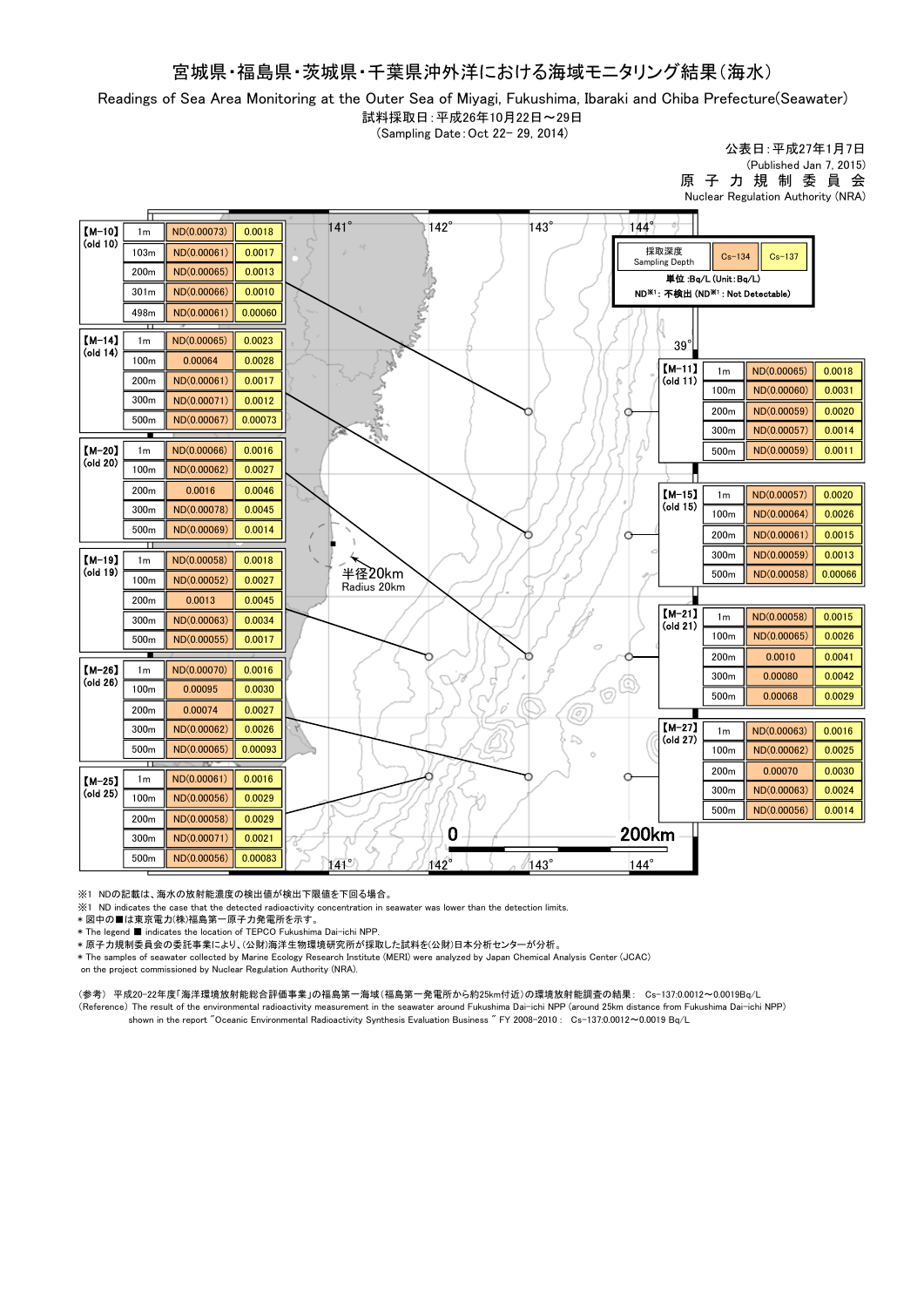# 宮城県・福島県・茨城県・千葉県沖外洋における海域モニタリング結果（海水）

Readings of Sea Area Monitoring at the Outer Sea of Miyagi, Fukushima, Ibaraki and Chiba Prefecture(Seawater)

試料採取日：平成26年10月22日～29日

(Sampling Date：Oct 22- 29, 2014)

公表日：平成27年1月7日

(Published Jan 7, 2015)

原 子 力 規 制 委 員 会

Nuclear Regulation Authority (NRA)

| 採取深度 Sampling Depth | Cs-134 | Cs-137 |
|---|---|---|

単位 :Bq/L (Unit:Bq/L)

ND※1 : 不検出 (ND※1 : Not Detectable)

**【M-10】 (old 10)**

| 採取深度 | Cs-134 | Cs-137 |
|---|---|---|
| 1m | ND(0.00073) | 0.0018 |
| 103m | ND(0.00061) | 0.0017 |
| 200m | ND(0.00065) | 0.0013 |
| 301m | ND(0.00066) | 0.0010 |
| 498m | ND(0.00061) | 0.00060 |

**【M-14】 (old 14)**

| 採取深度 | Cs-134 | Cs-137 |
|---|---|---|
| 1m | ND(0.00065) | 0.0023 |
| 100m | 0.00064 | 0.0028 |
| 200m | ND(0.00061) | 0.0017 |
| 300m | ND(0.00071) | 0.0012 |
| 500m | ND(0.00067) | 0.00073 |

**【M-20】 (old 20)**

| 採取深度 | Cs-134 | Cs-137 |
|---|---|---|
| 1m | ND(0.00066) | 0.0016 |
| 100m | ND(0.00062) | 0.0027 |
| 200m | 0.0016 | 0.0046 |
| 300m | ND(0.00078) | 0.0045 |
| 500m | ND(0.00069) | 0.0014 |

**【M-19】 (old 19)**

| 採取深度 | Cs-134 | Cs-137 |
|---|---|---|
| 1m | ND(0.00058) | 0.0018 |
| 100m | ND(0.00052) | 0.0027 |
| 200m | 0.0013 | 0.0045 |
| 300m | ND(0.00063) | 0.0034 |
| 500m | ND(0.00055) | 0.0017 |

**【M-26】 (old 26)**

| 採取深度 | Cs-134 | Cs-137 |
|---|---|---|
| 1m | ND(0.00070) | 0.0016 |
| 100m | 0.00095 | 0.0030 |
| 200m | 0.00074 | 0.0027 |
| 300m | ND(0.00062) | 0.0026 |
| 500m | ND(0.00065) | 0.00093 |

**【M-25】 (old 25)**

| 採取深度 | Cs-134 | Cs-137 |
|---|---|---|
| 1m | ND(0.00061) | 0.0016 |
| 100m | ND(0.00056) | 0.0029 |
| 200m | ND(0.00058) | 0.0029 |
| 300m | ND(0.00071) | 0.0021 |
| 500m | ND(0.00056) | 0.00083 |

**【M-11】 (old 11)**

| 採取深度 | Cs-134 | Cs-137 |
|---|---|---|
| 1m | ND(0.00065) | 0.0018 |
| 100m | ND(0.00060) | 0.0031 |
| 200m | ND(0.00059) | 0.0020 |
| 300m | ND(0.00057) | 0.0014 |
| 500m | ND(0.00059) | 0.0011 |

**【M-15】 (old 15)**

| 採取深度 | Cs-134 | Cs-137 |
|---|---|---|
| 1m | ND(0.00057) | 0.0020 |
| 100m | ND(0.00064) | 0.0026 |
| 200m | ND(0.00061) | 0.0015 |
| 300m | ND(0.00059) | 0.0013 |
| 500m | ND(0.00058) | 0.00066 |

**【M-21】 (old 21)**

| 採取深度 | Cs-134 | Cs-137 |
|---|---|---|
| 1m | ND(0.00058) | 0.0015 |
| 100m | ND(0.00065) | 0.0026 |
| 200m | 0.0010 | 0.0041 |
| 300m | 0.00080 | 0.0042 |
| 500m | 0.00068 | 0.0029 |

**【M-27】 (old 27)**

| 採取深度 | Cs-134 | Cs-137 |
|---|---|---|
| 1m | ND(0.00063) | 0.0016 |
| 100m | ND(0.00062) | 0.0025 |
| 200m | 0.00070 | 0.0030 |
| 300m | ND(0.00063) | 0.0024 |
| 500m | ND(0.00056) | 0.0014 |

141°
142°
143°
144°
39°
半径20km
Radius 20km
0
200km

※1 NDの記載は、海水の放射能濃度の検出値が検出下限値を下回る場合。

※1 ND indicates the case that the detected radioactivity concentration in seawater was lower than the detection limits.

＊図中の■は東京電力(株)福島第一原子力発電所を示す。

＊The legend ■ indicates the location of TEPCO Fukushima Dai-ichi NPP.

＊原子力規制委員会の委託事業により、(公財)海洋生物環境研究所が採取した試料を(公財)日本分析センターが分析。

＊The samples of seawater collected by Marine Ecology Research Institute (MERI) were analyzed by Japan Chemical Analysis Center (JCAC) on the project commissioned by Nuclear Regulation Authority (NRA).

(参考) 平成20-22年度「海洋環境放射能総合評価事業」の福島第一海域（福島第一発電所から約25km付近）の環境放射能調査の結果： Cs-137:0.0012～0.0019Bq/L

(Reference) The result of the environmental radioactivity measurement in the seawater around Fukushima Dai-ichi NPP (around 25km distance from Fukushima Dai-ichi NPP) shown in the report "Oceanic Environmental Radioactivity Synthesis Evaluation Business" FY 2008-2010 : Cs-137:0.0012～0.0019 Bq/L